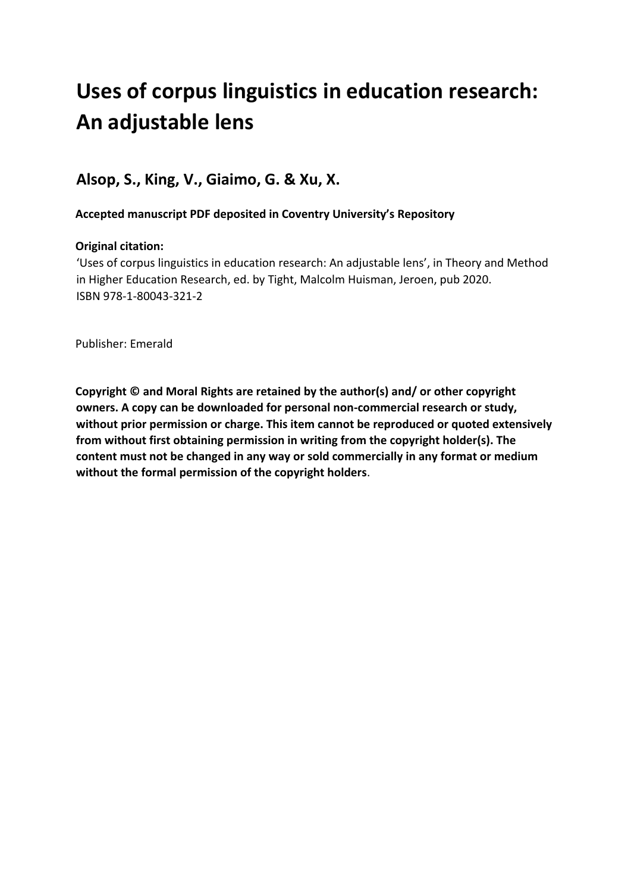# Uses of corpus linguistics in education research: An adjustable lens

## Alsop, S., King, V., Giaimo, G. & Xu, X.

**Accepted manuscript PDF deposited in Coventry University's Repository**

**Original citation:**
'Uses of corpus linguistics in education research: An adjustable lens', in Theory and Method in Higher Education Research, ed. by Tight, Malcolm Huisman, Jeroen, pub 2020.
ISBN 978-1-80043-321-2

Publisher: Emerald

**Copyright © and Moral Rights are retained by the author(s) and/ or other copyright owners. A copy can be downloaded for personal non-commercial research or study, without prior permission or charge. This item cannot be reproduced or quoted extensively from without first obtaining permission in writing from the copyright holder(s). The content must not be changed in any way or sold commercially in any format or medium without the formal permission of the copyright holders**.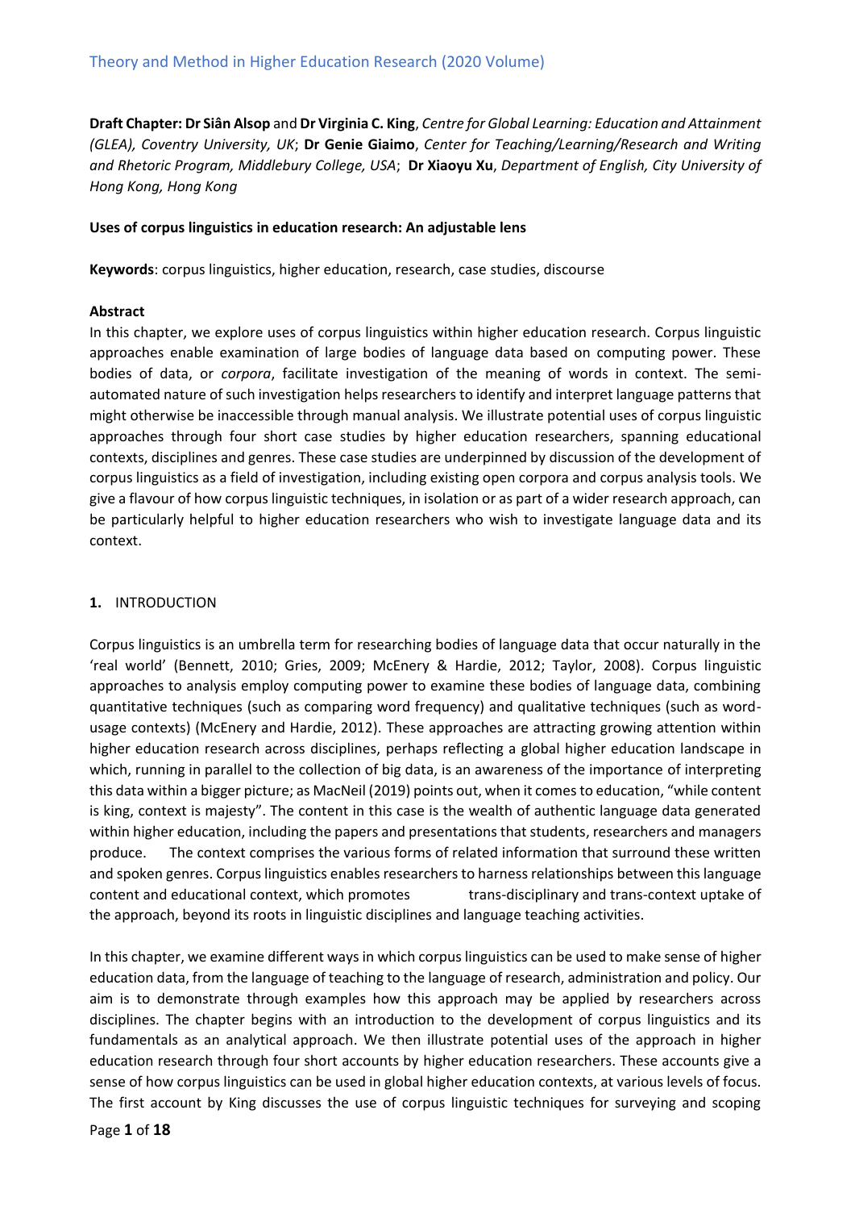**Draft Chapter: Dr Siân Alsop** and **Dr Virginia C. King**, *Centre for Global Learning: Education and Attainment (GLEA), Coventry University, UK*; **Dr Genie Giaimo**, *Center for Teaching/Learning/Research and Writing and Rhetoric Program, Middlebury College, USA*; **Dr Xiaoyu Xu**, *Department of English, City University of Hong Kong, Hong Kong*

**Uses of corpus linguistics in education research: An adjustable lens**

**Keywords**: corpus linguistics, higher education, research, case studies, discourse

**Abstract**

In this chapter, we explore uses of corpus linguistics within higher education research. Corpus linguistic approaches enable examination of large bodies of language data based on computing power. These bodies of data, or *corpora*, facilitate investigation of the meaning of words in context. The semi-automated nature of such investigation helps researchers to identify and interpret language patterns that might otherwise be inaccessible through manual analysis. We illustrate potential uses of corpus linguistic approaches through four short case studies by higher education researchers, spanning educational contexts, disciplines and genres. These case studies are underpinned by discussion of the development of corpus linguistics as a field of investigation, including existing open corpora and corpus analysis tools. We give a flavour of how corpus linguistic techniques, in isolation or as part of a wider research approach, can be particularly helpful to higher education researchers who wish to investigate language data and its context.

## 1. INTRODUCTION

Corpus linguistics is an umbrella term for researching bodies of language data that occur naturally in the 'real world' (Bennett, 2010; Gries, 2009; McEnery & Hardie, 2012; Taylor, 2008). Corpus linguistic approaches to analysis employ computing power to examine these bodies of language data, combining quantitative techniques (such as comparing word frequency) and qualitative techniques (such as word-usage contexts) (McEnery and Hardie, 2012). These approaches are attracting growing attention within higher education research across disciplines, perhaps reflecting a global higher education landscape in which, running in parallel to the collection of big data, is an awareness of the importance of interpreting this data within a bigger picture; as MacNeil (2019) points out, when it comes to education, "while content is king, context is majesty". The content in this case is the wealth of authentic language data generated within higher education, including the papers and presentations that students, researchers and managers produce. The context comprises the various forms of related information that surround these written and spoken genres. Corpus linguistics enables researchers to harness relationships between this language content and educational context, which promotes trans-disciplinary and trans-context uptake of the approach, beyond its roots in linguistic disciplines and language teaching activities.

In this chapter, we examine different ways in which corpus linguistics can be used to make sense of higher education data, from the language of teaching to the language of research, administration and policy. Our aim is to demonstrate through examples how this approach may be applied by researchers across disciplines. The chapter begins with an introduction to the development of corpus linguistics and its fundamentals as an analytical approach. We then illustrate potential uses of the approach in higher education research through four short accounts by higher education researchers. These accounts give a sense of how corpus linguistics can be used in global higher education contexts, at various levels of focus. The first account by King discusses the use of corpus linguistic techniques for surveying and scoping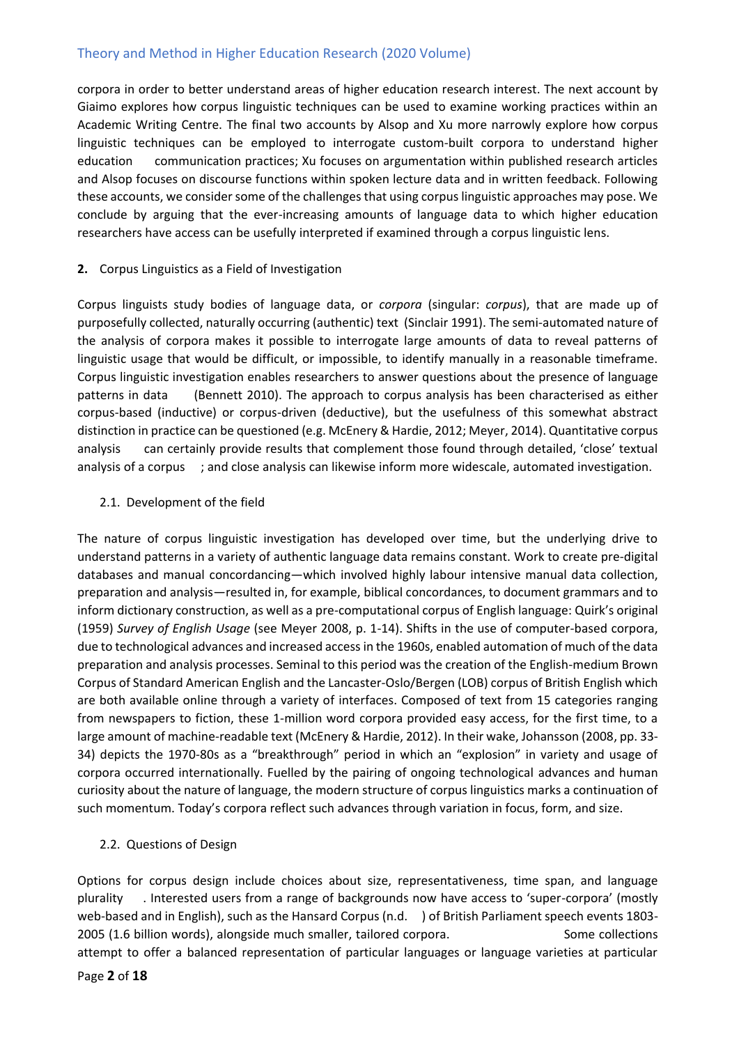corpora in order to better understand areas of higher education research interest. The next account by Giaimo explores how corpus linguistic techniques can be used to examine working practices within an Academic Writing Centre. The final two accounts by Alsop and Xu more narrowly explore how corpus linguistic techniques can be employed to interrogate custom-built corpora to understand higher education communication practices; Xu focuses on argumentation within published research articles and Alsop focuses on discourse functions within spoken lecture data and in written feedback. Following these accounts, we consider some of the challenges that using corpus linguistic approaches may pose. We conclude by arguing that the ever-increasing amounts of language data to which higher education researchers have access can be usefully interpreted if examined through a corpus linguistic lens.

## 2. Corpus Linguistics as a Field of Investigation

Corpus linguists study bodies of language data, or *corpora* (singular: *corpus*), that are made up of purposefully collected, naturally occurring (authentic) text (Sinclair 1991). The semi-automated nature of the analysis of corpora makes it possible to interrogate large amounts of data to reveal patterns of linguistic usage that would be difficult, or impossible, to identify manually in a reasonable timeframe. Corpus linguistic investigation enables researchers to answer questions about the presence of language patterns in data (Bennett 2010). The approach to corpus analysis has been characterised as either corpus-based (inductive) or corpus-driven (deductive), but the usefulness of this somewhat abstract distinction in practice can be questioned (e.g. McEnery & Hardie, 2012; Meyer, 2014). Quantitative corpus analysis can certainly provide results that complement those found through detailed, 'close' textual analysis of a corpus ; and close analysis can likewise inform more widescale, automated investigation.

### 2.1. Development of the field

The nature of corpus linguistic investigation has developed over time, but the underlying drive to understand patterns in a variety of authentic language data remains constant. Work to create pre-digital databases and manual concordancing—which involved highly labour intensive manual data collection, preparation and analysis—resulted in, for example, biblical concordances, to document grammars and to inform dictionary construction, as well as a pre-computational corpus of English language: Quirk's original (1959) *Survey of English Usage* (see Meyer 2008, p. 1-14). Shifts in the use of computer-based corpora, due to technological advances and increased access in the 1960s, enabled automation of much of the data preparation and analysis processes. Seminal to this period was the creation of the English-medium Brown Corpus of Standard American English and the Lancaster-Oslo/Bergen (LOB) corpus of British English which are both available online through a variety of interfaces. Composed of text from 15 categories ranging from newspapers to fiction, these 1-million word corpora provided easy access, for the first time, to a large amount of machine-readable text (McEnery & Hardie, 2012). In their wake, Johansson (2008, pp. 33-34) depicts the 1970-80s as a "breakthrough" period in which an "explosion" in variety and usage of corpora occurred internationally. Fuelled by the pairing of ongoing technological advances and human curiosity about the nature of language, the modern structure of corpus linguistics marks a continuation of such momentum. Today's corpora reflect such advances through variation in focus, form, and size.

### 2.2. Questions of Design

Options for corpus design include choices about size, representativeness, time span, and language plurality . Interested users from a range of backgrounds now have access to 'super-corpora' (mostly web-based and in English), such as the Hansard Corpus (n.d. ) of British Parliament speech events 1803-2005 (1.6 billion words), alongside much smaller, tailored corpora. Some collections attempt to offer a balanced representation of particular languages or language varieties at particular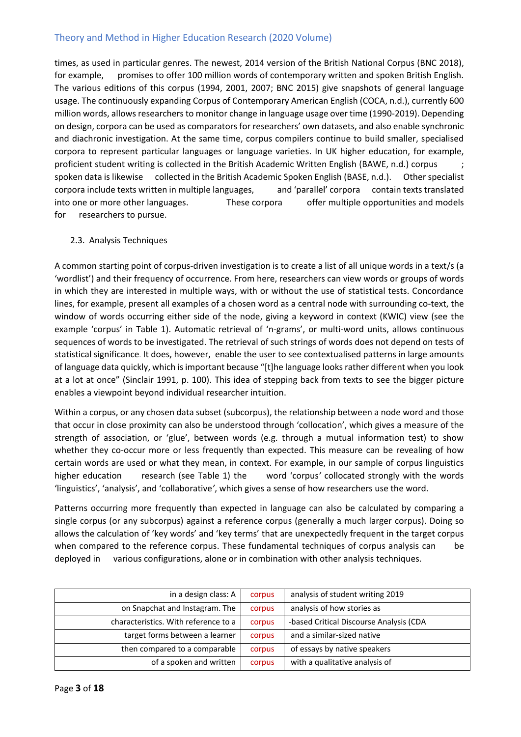times, as used in particular genres. The newest, 2014 version of the British National Corpus (BNC 2018), for example, promises to offer 100 million words of contemporary written and spoken British English. The various editions of this corpus (1994, 2001, 2007; BNC 2015) give snapshots of general language usage. The continuously expanding Corpus of Contemporary American English (COCA, n.d.), currently 600 million words, allows researchers to monitor change in language usage over time (1990-2019). Depending on design, corpora can be used as comparators for researchers' own datasets, and also enable synchronic and diachronic investigation. At the same time, corpus compilers continue to build smaller, specialised corpora to represent particular languages or language varieties. In UK higher education, for example, proficient student writing is collected in the British Academic Written English (BAWE, n.d.) corpus ; spoken data is likewise collected in the British Academic Spoken English (BASE, n.d.). Other specialist corpora include texts written in multiple languages, and 'parallel' corpora contain texts translated into one or more other languages. These corpora offer multiple opportunities and models for researchers to pursue.

## 2.3. Analysis Techniques

A common starting point of corpus-driven investigation is to create a list of all unique words in a text/s (a 'wordlist') and their frequency of occurrence. From here, researchers can view words or groups of words in which they are interested in multiple ways, with or without the use of statistical tests. Concordance lines, for example, present all examples of a chosen word as a central node with surrounding co-text, the window of words occurring either side of the node, giving a keyword in context (KWIC) view (see the example 'corpus' in Table 1). Automatic retrieval of 'n-grams', or multi-word units, allows continuous sequences of words to be investigated. The retrieval of such strings of words does not depend on tests of statistical significance. It does, however, enable the user to see contextualised patterns in large amounts of language data quickly, which is important because "[t]he language looks rather different when you look at a lot at once" (Sinclair 1991, p. 100). This idea of stepping back from texts to see the bigger picture enables a viewpoint beyond individual researcher intuition.

Within a corpus, or any chosen data subset (subcorpus), the relationship between a node word and those that occur in close proximity can also be understood through 'collocation', which gives a measure of the strength of association, or 'glue', between words (e.g. through a mutual information test) to show whether they co-occur more or less frequently than expected. This measure can be revealing of how certain words are used or what they mean, in context. For example, in our sample of corpus linguistics higher education research (see Table 1) the word 'corpus' collocated strongly with the words 'linguistics', 'analysis', and 'collaborative', which gives a sense of how researchers use the word.

Patterns occurring more frequently than expected in language can also be calculated by comparing a single corpus (or any subcorpus) against a reference corpus (generally a much larger corpus). Doing so allows the calculation of 'key words' and 'key terms' that are unexpectedly frequent in the target corpus when compared to the reference corpus. These fundamental techniques of corpus analysis can be deployed in various configurations, alone or in combination with other analysis techniques.

| | | |
|---:|---|---|
| in a design class: A | corpus | analysis of student writing 2019 |
| on Snapchat and Instagram. The | corpus | analysis of how stories as |
| characteristics. With reference to a | corpus | -based Critical Discourse Analysis (CDA |
| target forms between a learner | corpus | and a similar-sized native |
| then compared to a comparable | corpus | of essays by native speakers |
| of a spoken and written | corpus | with a qualitative analysis of |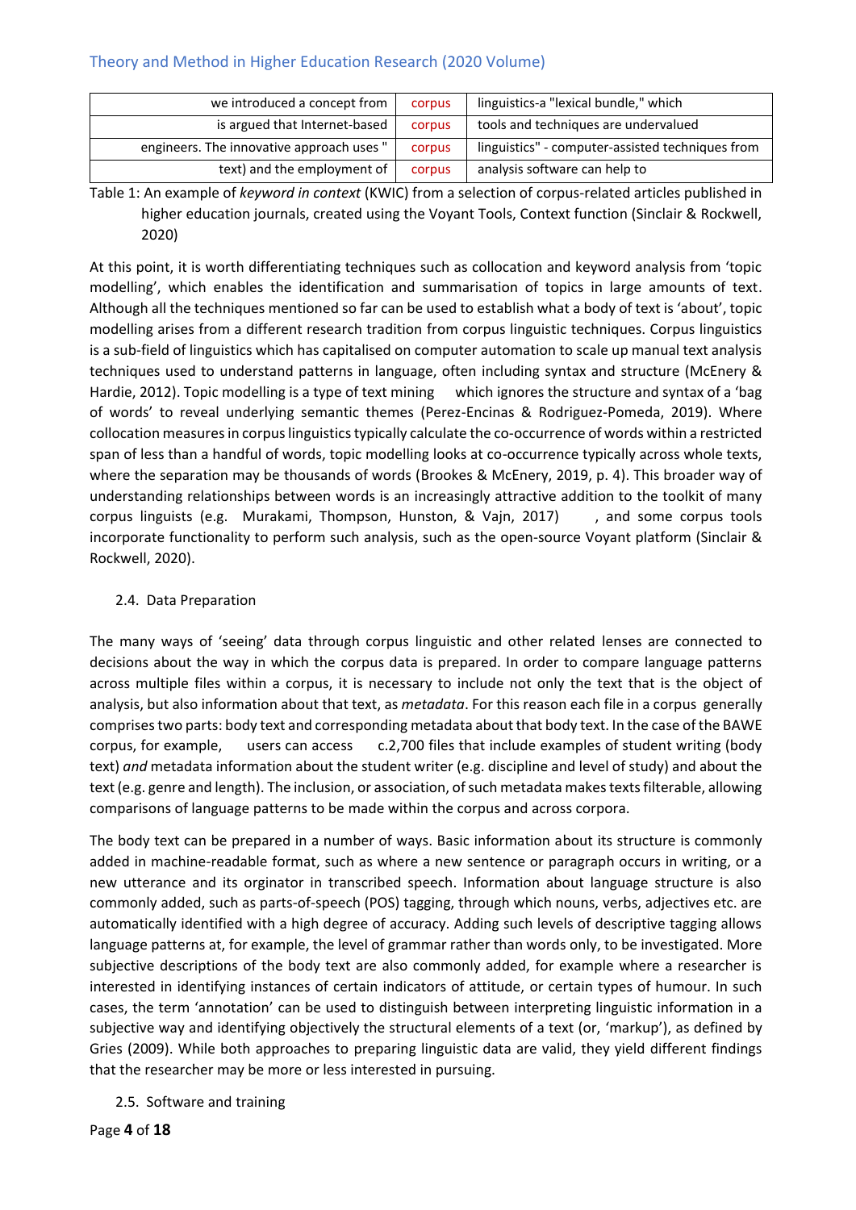| | | |
|---|---|---|
| we introduced a concept from | corpus | linguistics-a "lexical bundle," which |
| is argued that Internet-based | corpus | tools and techniques are undervalued |
| engineers. The innovative approach uses " | corpus | linguistics" - computer-assisted techniques from |
| text) and the employment of | corpus | analysis software can help to |

Table 1: An example of *keyword in context* (KWIC) from a selection of corpus-related articles published in higher education journals, created using the Voyant Tools, Context function (Sinclair & Rockwell, 2020)

At this point, it is worth differentiating techniques such as collocation and keyword analysis from 'topic modelling', which enables the identification and summarisation of topics in large amounts of text. Although all the techniques mentioned so far can be used to establish what a body of text is 'about', topic modelling arises from a different research tradition from corpus linguistic techniques. Corpus linguistics is a sub-field of linguistics which has capitalised on computer automation to scale up manual text analysis techniques used to understand patterns in language, often including syntax and structure (McEnery & Hardie, 2012). Topic modelling is a type of text mining which ignores the structure and syntax of a 'bag of words' to reveal underlying semantic themes (Perez-Encinas & Rodriguez-Pomeda, 2019). Where collocation measures in corpus linguistics typically calculate the co-occurrence of words within a restricted span of less than a handful of words, topic modelling looks at co-occurrence typically across whole texts, where the separation may be thousands of words (Brookes & McEnery, 2019, p. 4). This broader way of understanding relationships between words is an increasingly attractive addition to the toolkit of many corpus linguists (e.g. Murakami, Thompson, Hunston, & Vajn, 2017), and some corpus tools incorporate functionality to perform such analysis, such as the open-source Voyant platform (Sinclair & Rockwell, 2020).

### 2.4. Data Preparation

The many ways of 'seeing' data through corpus linguistic and other related lenses are connected to decisions about the way in which the corpus data is prepared. In order to compare language patterns across multiple files within a corpus, it is necessary to include not only the text that is the object of analysis, but also information about that text, as *metadata*. For this reason each file in a corpus generally comprises two parts: body text and corresponding metadata about that body text. In the case of the BAWE corpus, for example, users can access c.2,700 files that include examples of student writing (body text) *and* metadata information about the student writer (e.g. discipline and level of study) and about the text (e.g. genre and length). The inclusion, or association, of such metadata makes texts filterable, allowing comparisons of language patterns to be made within the corpus and across corpora.

The body text can be prepared in a number of ways. Basic information about its structure is commonly added in machine-readable format, such as where a new sentence or paragraph occurs in writing, or a new utterance and its orginator in transcribed speech. Information about language structure is also commonly added, such as parts-of-speech (POS) tagging, through which nouns, verbs, adjectives etc. are automatically identified with a high degree of accuracy. Adding such levels of descriptive tagging allows language patterns at, for example, the level of grammar rather than words only, to be investigated. More subjective descriptions of the body text are also commonly added, for example where a researcher is interested in identifying instances of certain indicators of attitude, or certain types of humour. In such cases, the term 'annotation' can be used to distinguish between interpreting linguistic information in a subjective way and identifying objectively the structural elements of a text (or, 'markup'), as defined by Gries (2009). While both approaches to preparing linguistic data are valid, they yield different findings that the researcher may be more or less interested in pursuing.

### 2.5. Software and training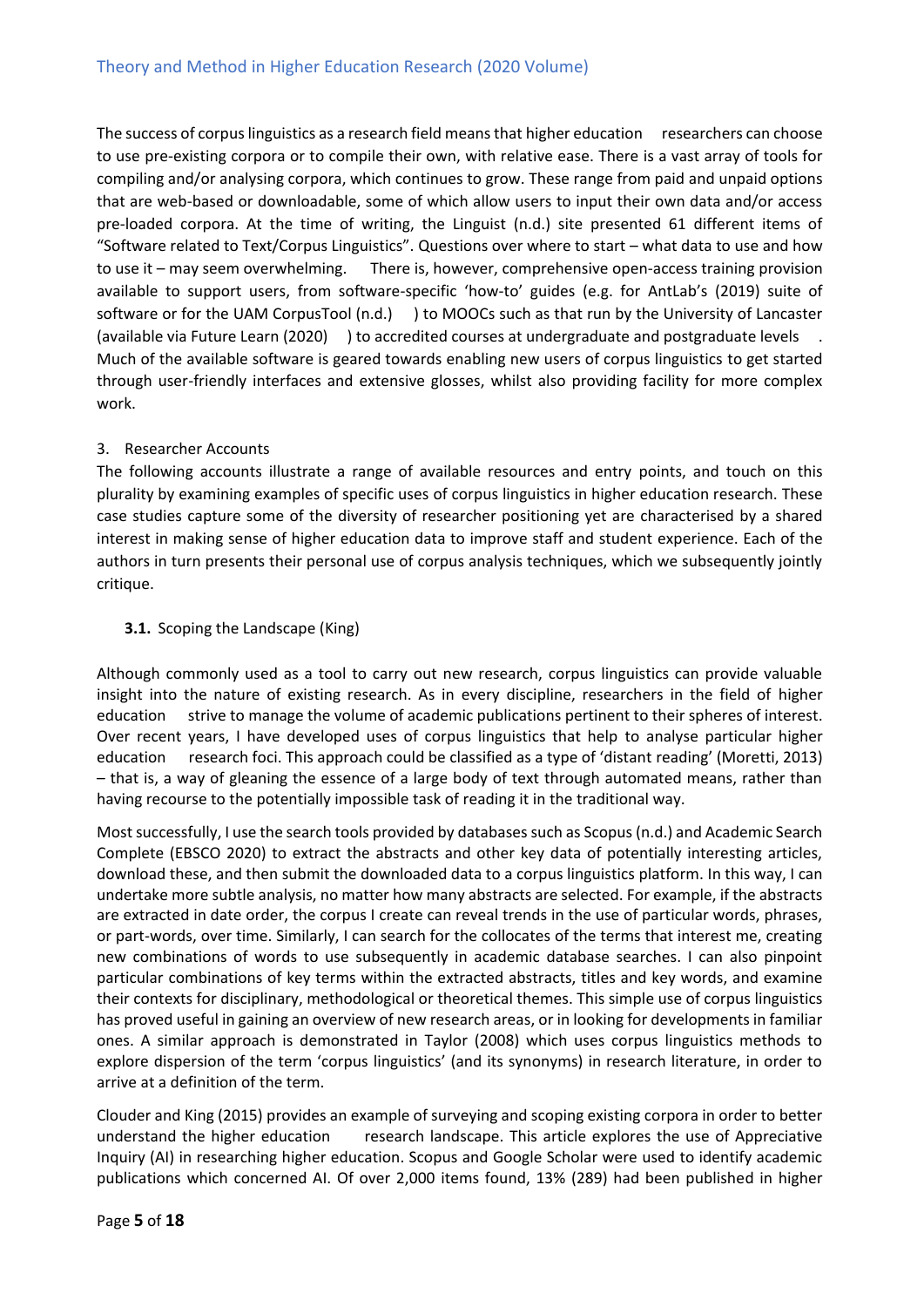The success of corpus linguistics as a research field means that higher education researchers can choose to use pre-existing corpora or to compile their own, with relative ease. There is a vast array of tools for compiling and/or analysing corpora, which continues to grow. These range from paid and unpaid options that are web-based or downloadable, some of which allow users to input their own data and/or access pre-loaded corpora. At the time of writing, the Linguist (n.d.) site presented 61 different items of "Software related to Text/Corpus Linguistics". Questions over where to start – what data to use and how to use it – may seem overwhelming. There is, however, comprehensive open-access training provision available to support users, from software-specific 'how-to' guides (e.g. for AntLab's (2019) suite of software or for the UAM CorpusTool (n.d.) ) to MOOCs such as that run by the University of Lancaster (available via Future Learn (2020) ) to accredited courses at undergraduate and postgraduate levels . Much of the available software is geared towards enabling new users of corpus linguistics to get started through user-friendly interfaces and extensive glosses, whilst also providing facility for more complex work.

## 3. Researcher Accounts

The following accounts illustrate a range of available resources and entry points, and touch on this plurality by examining examples of specific uses of corpus linguistics in higher education research. These case studies capture some of the diversity of researcher positioning yet are characterised by a shared interest in making sense of higher education data to improve staff and student experience. Each of the authors in turn presents their personal use of corpus analysis techniques, which we subsequently jointly critique.

### **3.1.** Scoping the Landscape (King)

Although commonly used as a tool to carry out new research, corpus linguistics can provide valuable insight into the nature of existing research. As in every discipline, researchers in the field of higher education strive to manage the volume of academic publications pertinent to their spheres of interest. Over recent years, I have developed uses of corpus linguistics that help to analyse particular higher education research foci. This approach could be classified as a type of 'distant reading' (Moretti, 2013) – that is, a way of gleaning the essence of a large body of text through automated means, rather than having recourse to the potentially impossible task of reading it in the traditional way.

Most successfully, I use the search tools provided by databases such as Scopus (n.d.) and Academic Search Complete (EBSCO 2020) to extract the abstracts and other key data of potentially interesting articles, download these, and then submit the downloaded data to a corpus linguistics platform. In this way, I can undertake more subtle analysis, no matter how many abstracts are selected. For example, if the abstracts are extracted in date order, the corpus I create can reveal trends in the use of particular words, phrases, or part-words, over time. Similarly, I can search for the collocates of the terms that interest me, creating new combinations of words to use subsequently in academic database searches. I can also pinpoint particular combinations of key terms within the extracted abstracts, titles and key words, and examine their contexts for disciplinary, methodological or theoretical themes. This simple use of corpus linguistics has proved useful in gaining an overview of new research areas, or in looking for developments in familiar ones. A similar approach is demonstrated in Taylor (2008) which uses corpus linguistics methods to explore dispersion of the term 'corpus linguistics' (and its synonyms) in research literature, in order to arrive at a definition of the term.

Clouder and King (2015) provides an example of surveying and scoping existing corpora in order to better understand the higher education research landscape. This article explores the use of Appreciative Inquiry (AI) in researching higher education. Scopus and Google Scholar were used to identify academic publications which concerned AI. Of over 2,000 items found, 13% (289) had been published in higher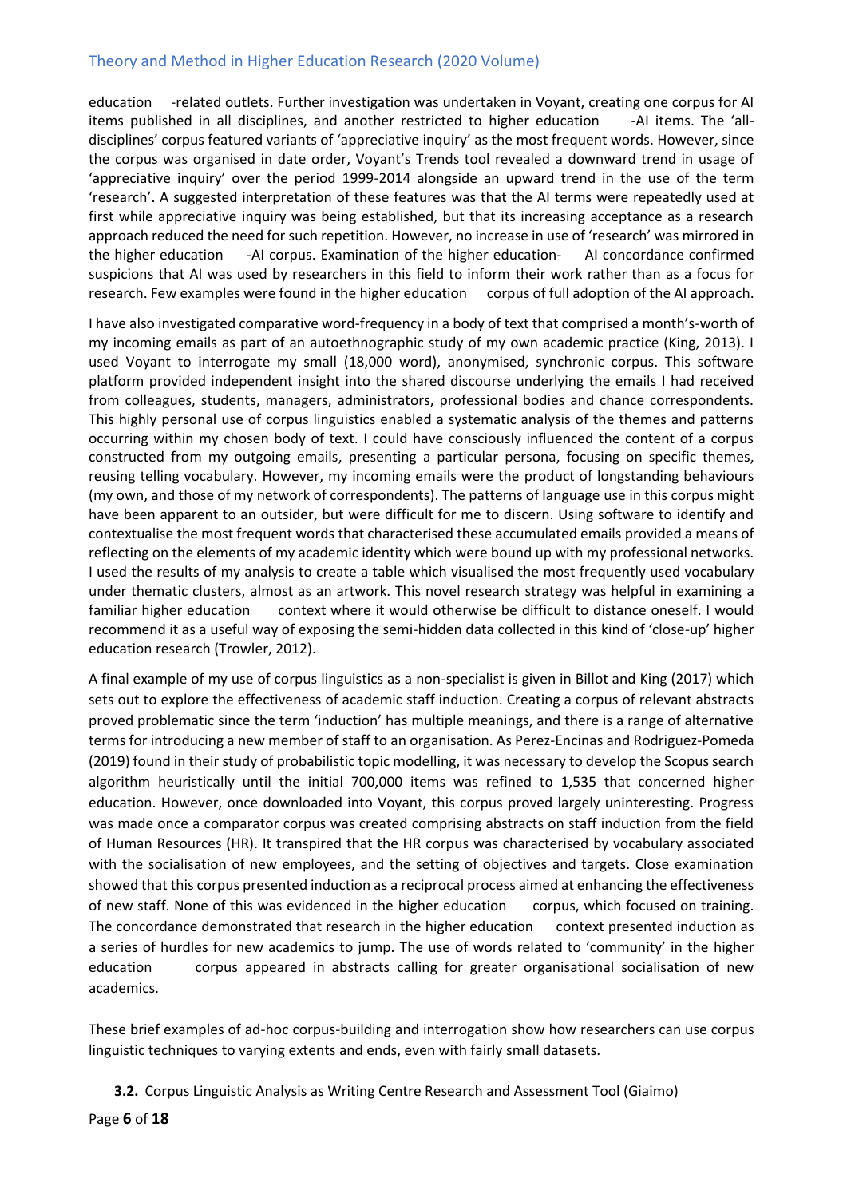education -related outlets. Further investigation was undertaken in Voyant, creating one corpus for AI items published in all disciplines, and another restricted to higher education -AI items. The 'all-disciplines' corpus featured variants of 'appreciative inquiry' as the most frequent words. However, since the corpus was organised in date order, Voyant's Trends tool revealed a downward trend in usage of 'appreciative inquiry' over the period 1999-2014 alongside an upward trend in the use of the term 'research'. A suggested interpretation of these features was that the AI terms were repeatedly used at first while appreciative inquiry was being established, but that its increasing acceptance as a research approach reduced the need for such repetition. However, no increase in use of 'research' was mirrored in the higher education -AI corpus. Examination of the higher education- AI concordance confirmed suspicions that AI was used by researchers in this field to inform their work rather than as a focus for research. Few examples were found in the higher education corpus of full adoption of the AI approach.

I have also investigated comparative word-frequency in a body of text that comprised a month's-worth of my incoming emails as part of an autoethnographic study of my own academic practice (King, 2013). I used Voyant to interrogate my small (18,000 word), anonymised, synchronic corpus. This software platform provided independent insight into the shared discourse underlying the emails I had received from colleagues, students, managers, administrators, professional bodies and chance correspondents. This highly personal use of corpus linguistics enabled a systematic analysis of the themes and patterns occurring within my chosen body of text. I could have consciously influenced the content of a corpus constructed from my outgoing emails, presenting a particular persona, focusing on specific themes, reusing telling vocabulary. However, my incoming emails were the product of longstanding behaviours (my own, and those of my network of correspondents). The patterns of language use in this corpus might have been apparent to an outsider, but were difficult for me to discern. Using software to identify and contextualise the most frequent words that characterised these accumulated emails provided a means of reflecting on the elements of my academic identity which were bound up with my professional networks. I used the results of my analysis to create a table which visualised the most frequently used vocabulary under thematic clusters, almost as an artwork. This novel research strategy was helpful in examining a familiar higher education context where it would otherwise be difficult to distance oneself. I would recommend it as a useful way of exposing the semi-hidden data collected in this kind of 'close-up' higher education research (Trowler, 2012).

A final example of my use of corpus linguistics as a non-specialist is given in Billot and King (2017) which sets out to explore the effectiveness of academic staff induction. Creating a corpus of relevant abstracts proved problematic since the term 'induction' has multiple meanings, and there is a range of alternative terms for introducing a new member of staff to an organisation. As Perez-Encinas and Rodriguez-Pomeda (2019) found in their study of probabilistic topic modelling, it was necessary to develop the Scopus search algorithm heuristically until the initial 700,000 items was refined to 1,535 that concerned higher education. However, once downloaded into Voyant, this corpus proved largely uninteresting. Progress was made once a comparator corpus was created comprising abstracts on staff induction from the field of Human Resources (HR). It transpired that the HR corpus was characterised by vocabulary associated with the socialisation of new employees, and the setting of objectives and targets. Close examination showed that this corpus presented induction as a reciprocal process aimed at enhancing the effectiveness of new staff. None of this was evidenced in the higher education corpus, which focused on training. The concordance demonstrated that research in the higher education context presented induction as a series of hurdles for new academics to jump. The use of words related to 'community' in the higher education corpus appeared in abstracts calling for greater organisational socialisation of new academics.

These brief examples of ad-hoc corpus-building and interrogation show how researchers can use corpus linguistic techniques to varying extents and ends, even with fairly small datasets.

### **3.2.** Corpus Linguistic Analysis as Writing Centre Research and Assessment Tool (Giaimo)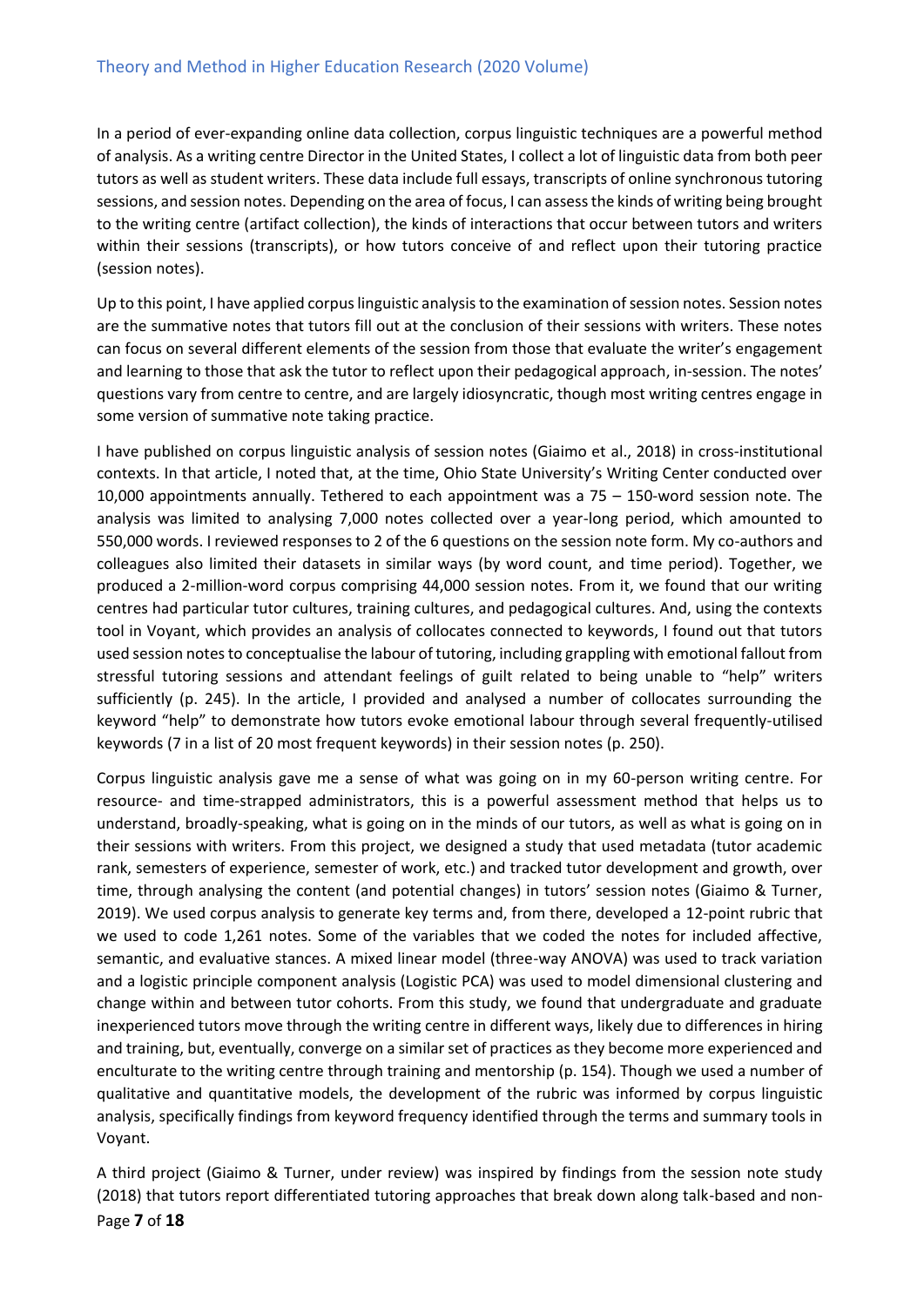In a period of ever-expanding online data collection, corpus linguistic techniques are a powerful method of analysis. As a writing centre Director in the United States, I collect a lot of linguistic data from both peer tutors as well as student writers. These data include full essays, transcripts of online synchronous tutoring sessions, and session notes. Depending on the area of focus, I can assess the kinds of writing being brought to the writing centre (artifact collection), the kinds of interactions that occur between tutors and writers within their sessions (transcripts), or how tutors conceive of and reflect upon their tutoring practice (session notes).

Up to this point, I have applied corpus linguistic analysis to the examination of session notes. Session notes are the summative notes that tutors fill out at the conclusion of their sessions with writers. These notes can focus on several different elements of the session from those that evaluate the writer's engagement and learning to those that ask the tutor to reflect upon their pedagogical approach, in-session. The notes' questions vary from centre to centre, and are largely idiosyncratic, though most writing centres engage in some version of summative note taking practice.

I have published on corpus linguistic analysis of session notes (Giaimo et al., 2018) in cross-institutional contexts. In that article, I noted that, at the time, Ohio State University's Writing Center conducted over 10,000 appointments annually. Tethered to each appointment was a 75 – 150-word session note. The analysis was limited to analysing 7,000 notes collected over a year-long period, which amounted to 550,000 words. I reviewed responses to 2 of the 6 questions on the session note form. My co-authors and colleagues also limited their datasets in similar ways (by word count, and time period). Together, we produced a 2-million-word corpus comprising 44,000 session notes. From it, we found that our writing centres had particular tutor cultures, training cultures, and pedagogical cultures. And, using the contexts tool in Voyant, which provides an analysis of collocates connected to keywords, I found out that tutors used session notes to conceptualise the labour of tutoring, including grappling with emotional fallout from stressful tutoring sessions and attendant feelings of guilt related to being unable to "help" writers sufficiently (p. 245). In the article, I provided and analysed a number of collocates surrounding the keyword "help" to demonstrate how tutors evoke emotional labour through several frequently-utilised keywords (7 in a list of 20 most frequent keywords) in their session notes (p. 250).

Corpus linguistic analysis gave me a sense of what was going on in my 60-person writing centre. For resource- and time-strapped administrators, this is a powerful assessment method that helps us to understand, broadly-speaking, what is going on in the minds of our tutors, as well as what is going on in their sessions with writers. From this project, we designed a study that used metadata (tutor academic rank, semesters of experience, semester of work, etc.) and tracked tutor development and growth, over time, through analysing the content (and potential changes) in tutors' session notes (Giaimo & Turner, 2019). We used corpus analysis to generate key terms and, from there, developed a 12-point rubric that we used to code 1,261 notes. Some of the variables that we coded the notes for included affective, semantic, and evaluative stances. A mixed linear model (three-way ANOVA) was used to track variation and a logistic principle component analysis (Logistic PCA) was used to model dimensional clustering and change within and between tutor cohorts. From this study, we found that undergraduate and graduate inexperienced tutors move through the writing centre in different ways, likely due to differences in hiring and training, but, eventually, converge on a similar set of practices as they become more experienced and enculturate to the writing centre through training and mentorship (p. 154). Though we used a number of qualitative and quantitative models, the development of the rubric was informed by corpus linguistic analysis, specifically findings from keyword frequency identified through the terms and summary tools in Voyant.

A third project (Giaimo & Turner, under review) was inspired by findings from the session note study (2018) that tutors report differentiated tutoring approaches that break down along talk-based and non-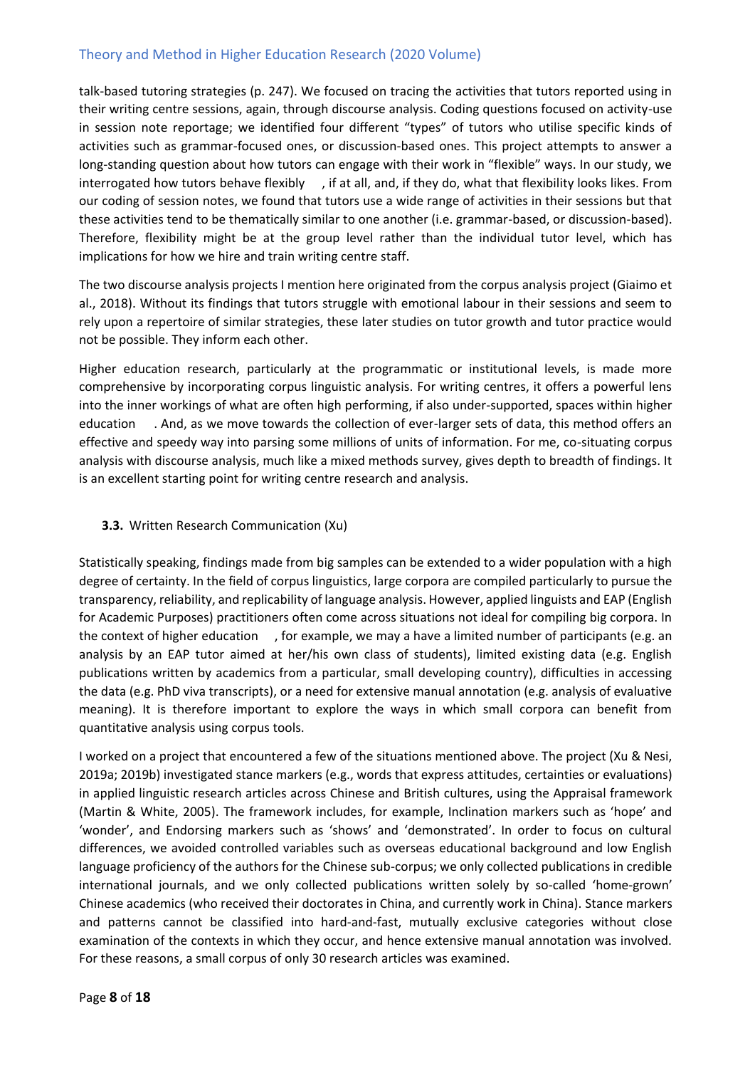talk-based tutoring strategies (p. 247). We focused on tracing the activities that tutors reported using in their writing centre sessions, again, through discourse analysis. Coding questions focused on activity-use in session note reportage; we identified four different "types" of tutors who utilise specific kinds of activities such as grammar-focused ones, or discussion-based ones. This project attempts to answer a long-standing question about how tutors can engage with their work in "flexible" ways. In our study, we interrogated how tutors behave flexibly , if at all, and, if they do, what that flexibility looks likes. From our coding of session notes, we found that tutors use a wide range of activities in their sessions but that these activities tend to be thematically similar to one another (i.e. grammar-based, or discussion-based). Therefore, flexibility might be at the group level rather than the individual tutor level, which has implications for how we hire and train writing centre staff.

The two discourse analysis projects I mention here originated from the corpus analysis project (Giaimo et al., 2018). Without its findings that tutors struggle with emotional labour in their sessions and seem to rely upon a repertoire of similar strategies, these later studies on tutor growth and tutor practice would not be possible. They inform each other.

Higher education research, particularly at the programmatic or institutional levels, is made more comprehensive by incorporating corpus linguistic analysis. For writing centres, it offers a powerful lens into the inner workings of what are often high performing, if also under-supported, spaces within higher education . And, as we move towards the collection of ever-larger sets of data, this method offers an effective and speedy way into parsing some millions of units of information. For me, co-situating corpus analysis with discourse analysis, much like a mixed methods survey, gives depth to breadth of findings. It is an excellent starting point for writing centre research and analysis.

### **3.3.** Written Research Communication (Xu)

Statistically speaking, findings made from big samples can be extended to a wider population with a high degree of certainty. In the field of corpus linguistics, large corpora are compiled particularly to pursue the transparency, reliability, and replicability of language analysis. However, applied linguists and EAP (English for Academic Purposes) practitioners often come across situations not ideal for compiling big corpora. In the context of higher education , for example, we may a have a limited number of participants (e.g. an analysis by an EAP tutor aimed at her/his own class of students), limited existing data (e.g. English publications written by academics from a particular, small developing country), difficulties in accessing the data (e.g. PhD viva transcripts), or a need for extensive manual annotation (e.g. analysis of evaluative meaning). It is therefore important to explore the ways in which small corpora can benefit from quantitative analysis using corpus tools.

I worked on a project that encountered a few of the situations mentioned above. The project (Xu & Nesi, 2019a; 2019b) investigated stance markers (e.g., words that express attitudes, certainties or evaluations) in applied linguistic research articles across Chinese and British cultures, using the Appraisal framework (Martin & White, 2005). The framework includes, for example, Inclination markers such as 'hope' and 'wonder', and Endorsing markers such as 'shows' and 'demonstrated'. In order to focus on cultural differences, we avoided controlled variables such as overseas educational background and low English language proficiency of the authors for the Chinese sub-corpus; we only collected publications in credible international journals, and we only collected publications written solely by so-called 'home-grown' Chinese academics (who received their doctorates in China, and currently work in China). Stance markers and patterns cannot be classified into hard-and-fast, mutually exclusive categories without close examination of the contexts in which they occur, and hence extensive manual annotation was involved. For these reasons, a small corpus of only 30 research articles was examined.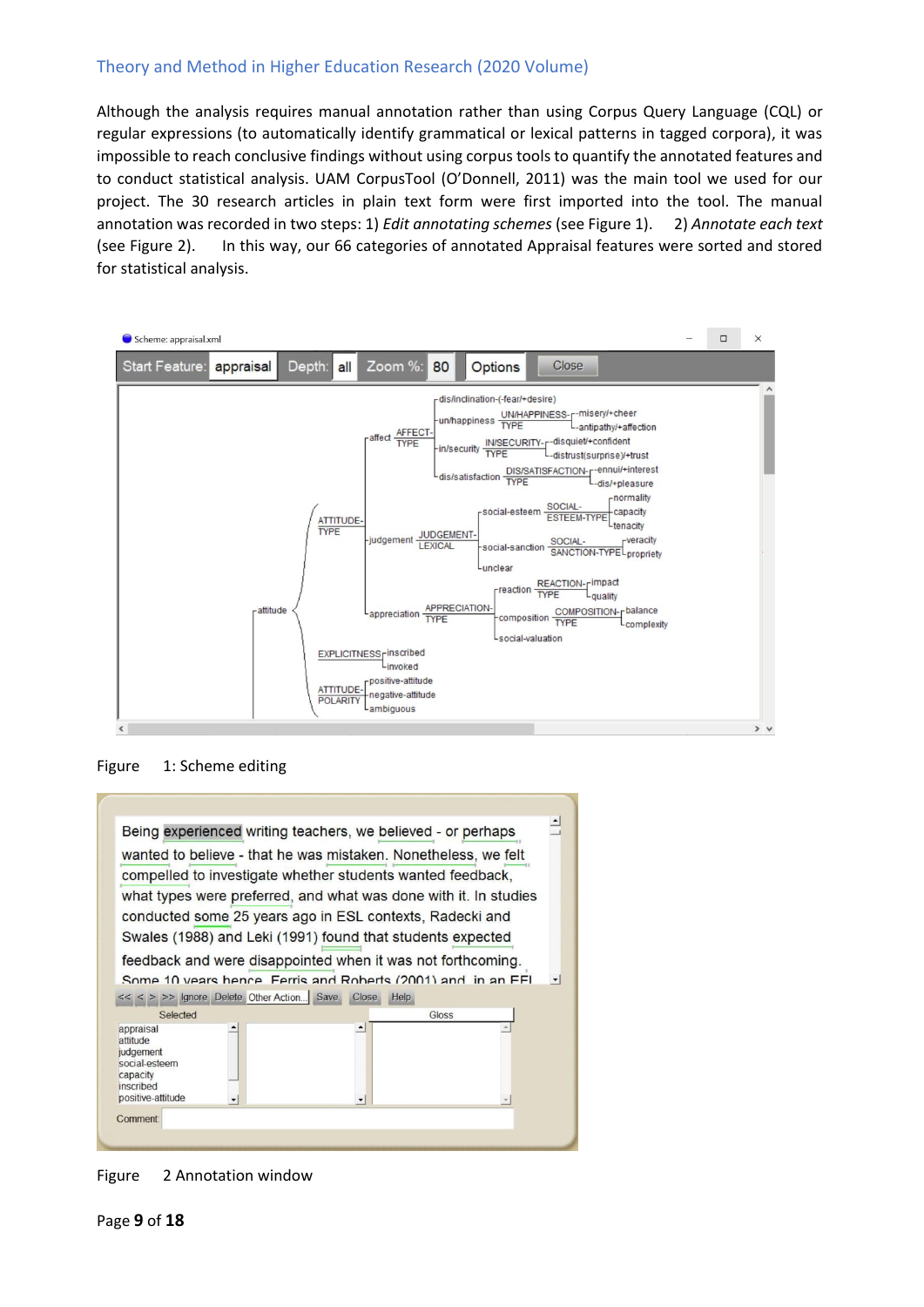Although the analysis requires manual annotation rather than using Corpus Query Language (CQL) or regular expressions (to automatically identify grammatical or lexical patterns in tagged corpora), it was impossible to reach conclusive findings without using corpus tools to quantify the annotated features and to conduct statistical analysis. UAM CorpusTool (O'Donnell, 2011) was the main tool we used for our project. The 30 research articles in plain text form were first imported into the tool. The manual annotation was recorded in two steps: 1) *Edit annotating schemes* (see Figure 1). 2) *Annotate each text* (see Figure 2). In this way, our 66 categories of annotated Appraisal features were sorted and stored for statistical analysis.

Figure 1: Scheme editing

Figure 2 Annotation window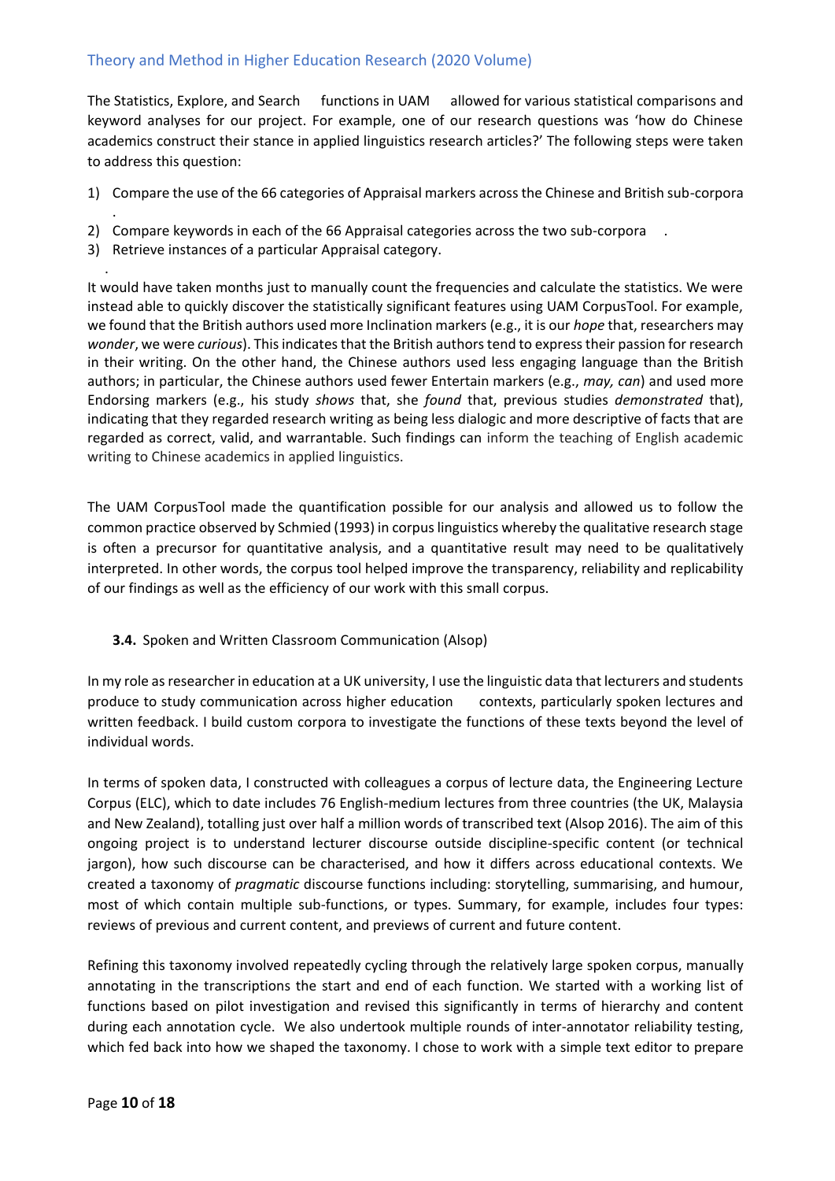The Statistics, Explore, and Search functions in UAM allowed for various statistical comparisons and keyword analyses for our project. For example, one of our research questions was 'how do Chinese academics construct their stance in applied linguistics research articles?' The following steps were taken to address this question:

1) Compare the use of the 66 categories of Appraisal markers across the Chinese and British sub-corpora.
2) Compare keywords in each of the 66 Appraisal categories across the two sub-corpora.
3) Retrieve instances of a particular Appraisal category.

It would have taken months just to manually count the frequencies and calculate the statistics. We were instead able to quickly discover the statistically significant features using UAM CorpusTool. For example, we found that the British authors used more Inclination markers (e.g., it is our *hope* that, researchers may *wonder*, we were *curious*). This indicates that the British authors tend to express their passion for research in their writing. On the other hand, the Chinese authors used less engaging language than the British authors; in particular, the Chinese authors used fewer Entertain markers (e.g., *may, can*) and used more Endorsing markers (e.g., his study *shows* that, she *found* that, previous studies *demonstrated* that), indicating that they regarded research writing as being less dialogic and more descriptive of facts that are regarded as correct, valid, and warrantable. Such findings can inform the teaching of English academic writing to Chinese academics in applied linguistics.

The UAM CorpusTool made the quantification possible for our analysis and allowed us to follow the common practice observed by Schmied (1993) in corpus linguistics whereby the qualitative research stage is often a precursor for quantitative analysis, and a quantitative result may need to be qualitatively interpreted. In other words, the corpus tool helped improve the transparency, reliability and replicability of our findings as well as the efficiency of our work with this small corpus.

### **3.4.** Spoken and Written Classroom Communication (Alsop)

In my role as researcher in education at a UK university, I use the linguistic data that lecturers and students produce to study communication across higher education contexts, particularly spoken lectures and written feedback. I build custom corpora to investigate the functions of these texts beyond the level of individual words.

In terms of spoken data, I constructed with colleagues a corpus of lecture data, the Engineering Lecture Corpus (ELC), which to date includes 76 English-medium lectures from three countries (the UK, Malaysia and New Zealand), totalling just over half a million words of transcribed text (Alsop 2016). The aim of this ongoing project is to understand lecturer discourse outside discipline-specific content (or technical jargon), how such discourse can be characterised, and how it differs across educational contexts. We created a taxonomy of *pragmatic* discourse functions including: storytelling, summarising, and humour, most of which contain multiple sub-functions, or types. Summary, for example, includes four types: reviews of previous and current content, and previews of current and future content.

Refining this taxonomy involved repeatedly cycling through the relatively large spoken corpus, manually annotating in the transcriptions the start and end of each function. We started with a working list of functions based on pilot investigation and revised this significantly in terms of hierarchy and content during each annotation cycle. We also undertook multiple rounds of inter-annotator reliability testing, which fed back into how we shaped the taxonomy. I chose to work with a simple text editor to prepare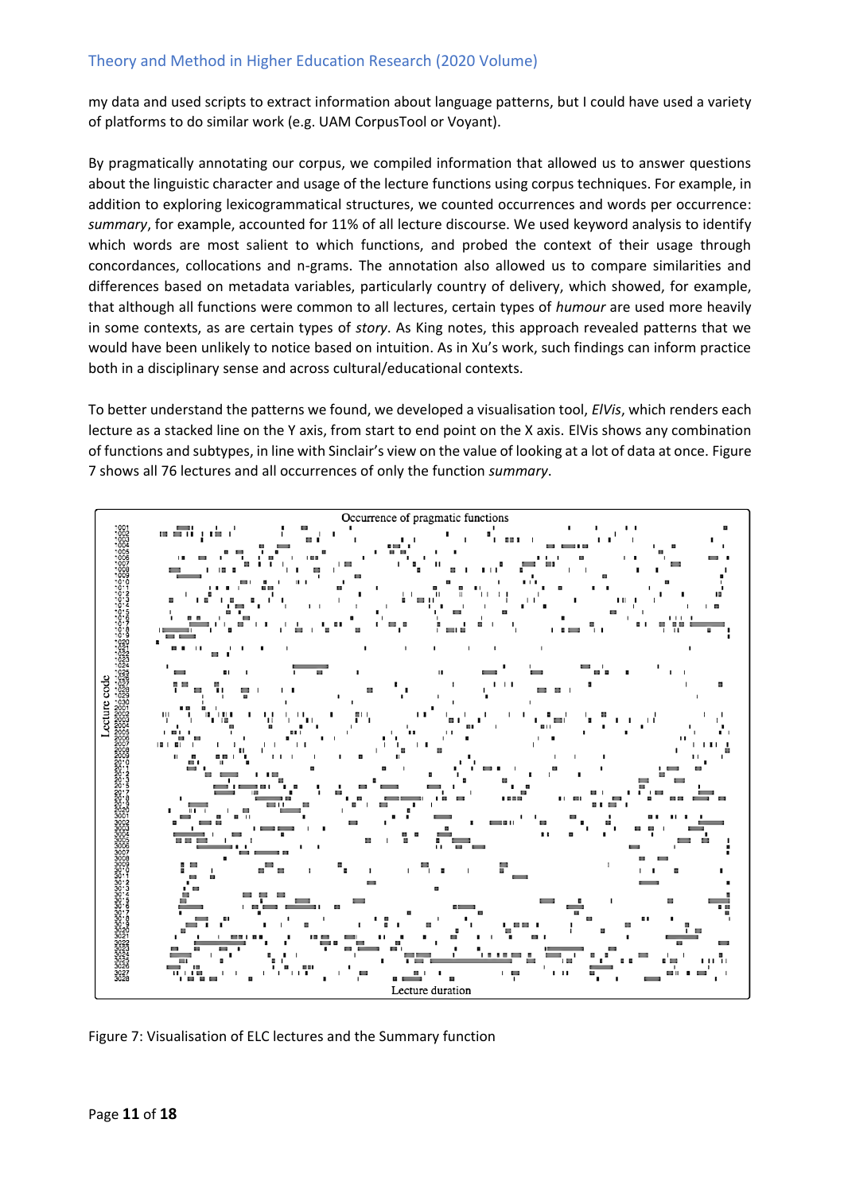my data and used scripts to extract information about language patterns, but I could have used a variety of platforms to do similar work (e.g. UAM CorpusTool or Voyant).

By pragmatically annotating our corpus, we compiled information that allowed us to answer questions about the linguistic character and usage of the lecture functions using corpus techniques. For example, in addition to exploring lexicogrammatical structures, we counted occurrences and words per occurrence: *summary*, for example, accounted for 11% of all lecture discourse. We used keyword analysis to identify which words are most salient to which functions, and probed the context of their usage through concordances, collocations and n-grams. The annotation also allowed us to compare similarities and differences based on metadata variables, particularly country of delivery, which showed, for example, that although all functions were common to all lectures, certain types of *humour* are used more heavily in some contexts, as are certain types of *story*. As King notes, this approach revealed patterns that we would have been unlikely to notice based on intuition. As in Xu's work, such findings can inform practice both in a disciplinary sense and across cultural/educational contexts.

To better understand the patterns we found, we developed a visualisation tool, *ElVis*, which renders each lecture as a stacked line on the Y axis, from start to end point on the X axis. ElVis shows any combination of functions and subtypes, in line with Sinclair's view on the value of looking at a lot of data at once. Figure 7 shows all 76 lectures and all occurrences of only the function *summary*.

Figure 7: Visualisation of ELC lectures and the Summary function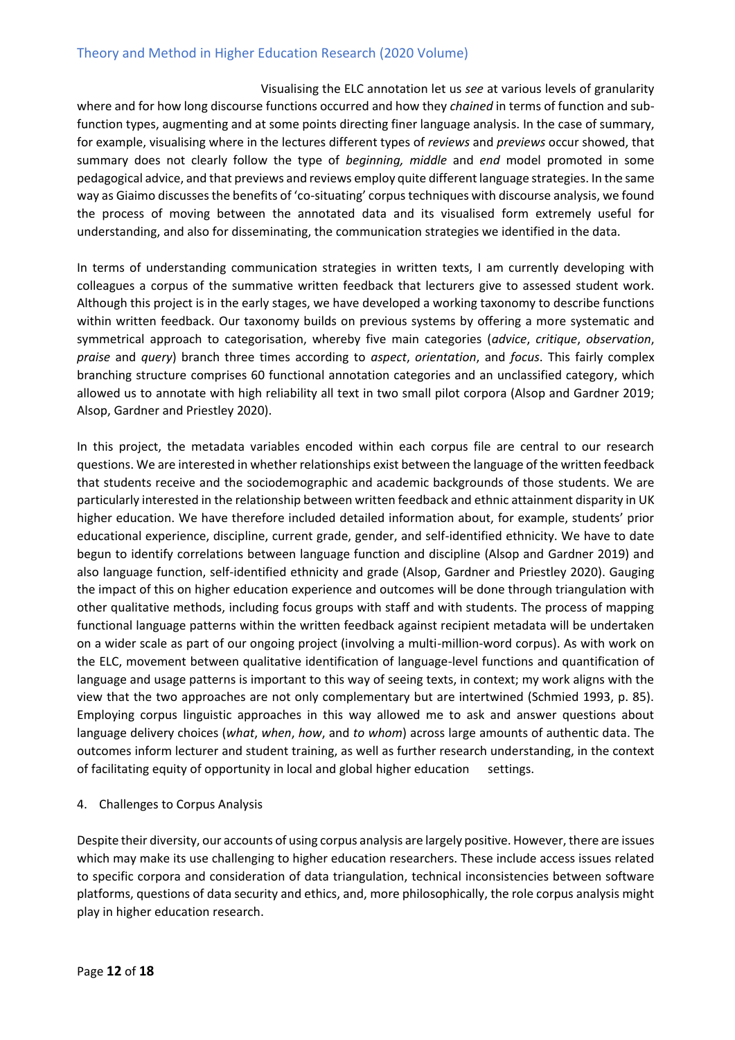Visualising the ELC annotation let us *see* at various levels of granularity where and for how long discourse functions occurred and how they *chained* in terms of function and sub-function types, augmenting and at some points directing finer language analysis. In the case of summary, for example, visualising where in the lectures different types of *reviews* and *previews* occur showed, that summary does not clearly follow the type of *beginning, middle* and *end* model promoted in some pedagogical advice, and that previews and reviews employ quite different language strategies. In the same way as Giaimo discusses the benefits of 'co-situating' corpus techniques with discourse analysis, we found the process of moving between the annotated data and its visualised form extremely useful for understanding, and also for disseminating, the communication strategies we identified in the data.

In terms of understanding communication strategies in written texts, I am currently developing with colleagues a corpus of the summative written feedback that lecturers give to assessed student work. Although this project is in the early stages, we have developed a working taxonomy to describe functions within written feedback. Our taxonomy builds on previous systems by offering a more systematic and symmetrical approach to categorisation, whereby five main categories (*advice*, *critique*, *observation*, *praise* and *query*) branch three times according to *aspect*, *orientation*, and *focus*. This fairly complex branching structure comprises 60 functional annotation categories and an unclassified category, which allowed us to annotate with high reliability all text in two small pilot corpora (Alsop and Gardner 2019; Alsop, Gardner and Priestley 2020).

In this project, the metadata variables encoded within each corpus file are central to our research questions. We are interested in whether relationships exist between the language of the written feedback that students receive and the sociodemographic and academic backgrounds of those students. We are particularly interested in the relationship between written feedback and ethnic attainment disparity in UK higher education. We have therefore included detailed information about, for example, students' prior educational experience, discipline, current grade, gender, and self-identified ethnicity. We have to date begun to identify correlations between language function and discipline (Alsop and Gardner 2019) and also language function, self-identified ethnicity and grade (Alsop, Gardner and Priestley 2020). Gauging the impact of this on higher education experience and outcomes will be done through triangulation with other qualitative methods, including focus groups with staff and with students. The process of mapping functional language patterns within the written feedback against recipient metadata will be undertaken on a wider scale as part of our ongoing project (involving a multi-million-word corpus). As with work on the ELC, movement between qualitative identification of language-level functions and quantification of language and usage patterns is important to this way of seeing texts, in context; my work aligns with the view that the two approaches are not only complementary but are intertwined (Schmied 1993, p. 85). Employing corpus linguistic approaches in this way allowed me to ask and answer questions about language delivery choices (*what*, *when*, *how*, and *to whom*) across large amounts of authentic data. The outcomes inform lecturer and student training, as well as further research understanding, in the context of facilitating equity of opportunity in local and global higher education settings.

## 4. Challenges to Corpus Analysis

Despite their diversity, our accounts of using corpus analysis are largely positive. However, there are issues which may make its use challenging to higher education researchers. These include access issues related to specific corpora and consideration of data triangulation, technical inconsistencies between software platforms, questions of data security and ethics, and, more philosophically, the role corpus analysis might play in higher education research.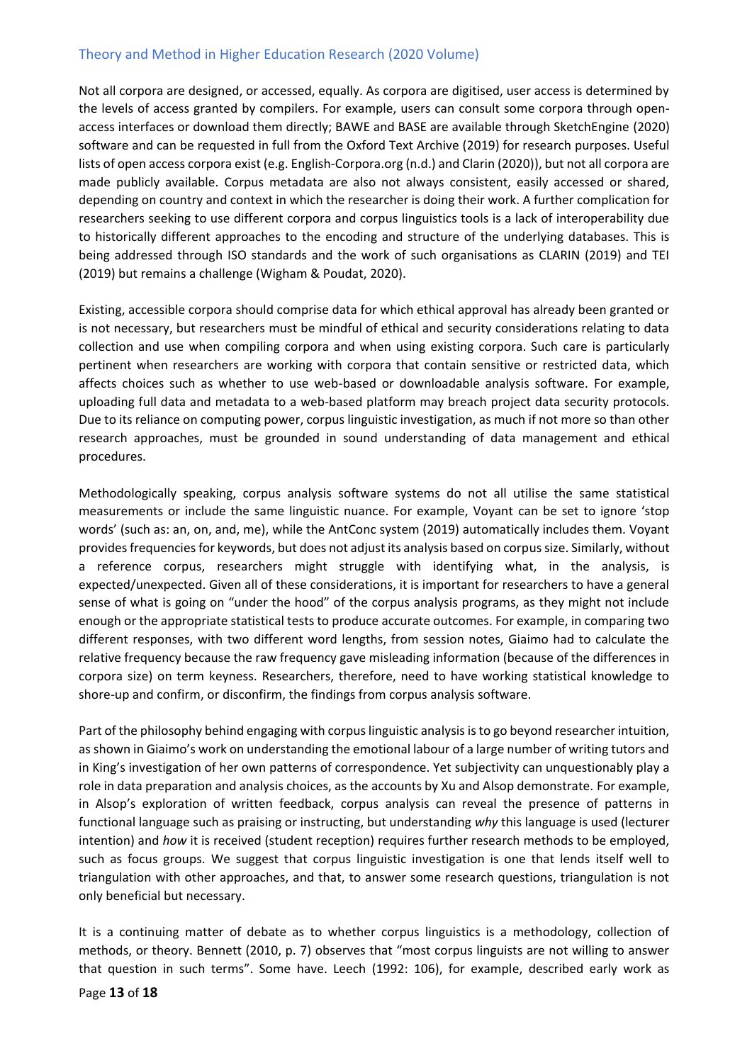Not all corpora are designed, or accessed, equally. As corpora are digitised, user access is determined by the levels of access granted by compilers. For example, users can consult some corpora through open-access interfaces or download them directly; BAWE and BASE are available through SketchEngine (2020) software and can be requested in full from the Oxford Text Archive (2019) for research purposes. Useful lists of open access corpora exist (e.g. English-Corpora.org (n.d.) and Clarin (2020)), but not all corpora are made publicly available. Corpus metadata are also not always consistent, easily accessed or shared, depending on country and context in which the researcher is doing their work. A further complication for researchers seeking to use different corpora and corpus linguistics tools is a lack of interoperability due to historically different approaches to the encoding and structure of the underlying databases. This is being addressed through ISO standards and the work of such organisations as CLARIN (2019) and TEI (2019) but remains a challenge (Wigham & Poudat, 2020).

Existing, accessible corpora should comprise data for which ethical approval has already been granted or is not necessary, but researchers must be mindful of ethical and security considerations relating to data collection and use when compiling corpora and when using existing corpora. Such care is particularly pertinent when researchers are working with corpora that contain sensitive or restricted data, which affects choices such as whether to use web-based or downloadable analysis software. For example, uploading full data and metadata to a web-based platform may breach project data security protocols. Due to its reliance on computing power, corpus linguistic investigation, as much if not more so than other research approaches, must be grounded in sound understanding of data management and ethical procedures.

Methodologically speaking, corpus analysis software systems do not all utilise the same statistical measurements or include the same linguistic nuance. For example, Voyant can be set to ignore 'stop words' (such as: an, on, and, me), while the AntConc system (2019) automatically includes them. Voyant provides frequencies for keywords, but does not adjust its analysis based on corpus size. Similarly, without a reference corpus, researchers might struggle with identifying what, in the analysis, is expected/unexpected. Given all of these considerations, it is important for researchers to have a general sense of what is going on "under the hood" of the corpus analysis programs, as they might not include enough or the appropriate statistical tests to produce accurate outcomes. For example, in comparing two different responses, with two different word lengths, from session notes, Giaimo had to calculate the relative frequency because the raw frequency gave misleading information (because of the differences in corpora size) on term keyness. Researchers, therefore, need to have working statistical knowledge to shore-up and confirm, or disconfirm, the findings from corpus analysis software.

Part of the philosophy behind engaging with corpus linguistic analysis is to go beyond researcher intuition, as shown in Giaimo's work on understanding the emotional labour of a large number of writing tutors and in King's investigation of her own patterns of correspondence. Yet subjectivity can unquestionably play a role in data preparation and analysis choices, as the accounts by Xu and Alsop demonstrate. For example, in Alsop's exploration of written feedback, corpus analysis can reveal the presence of patterns in functional language such as praising or instructing, but understanding *why* this language is used (lecturer intention) and *how* it is received (student reception) requires further research methods to be employed, such as focus groups. We suggest that corpus linguistic investigation is one that lends itself well to triangulation with other approaches, and that, to answer some research questions, triangulation is not only beneficial but necessary.

It is a continuing matter of debate as to whether corpus linguistics is a methodology, collection of methods, or theory. Bennett (2010, p. 7) observes that "most corpus linguists are not willing to answer that question in such terms". Some have. Leech (1992: 106), for example, described early work as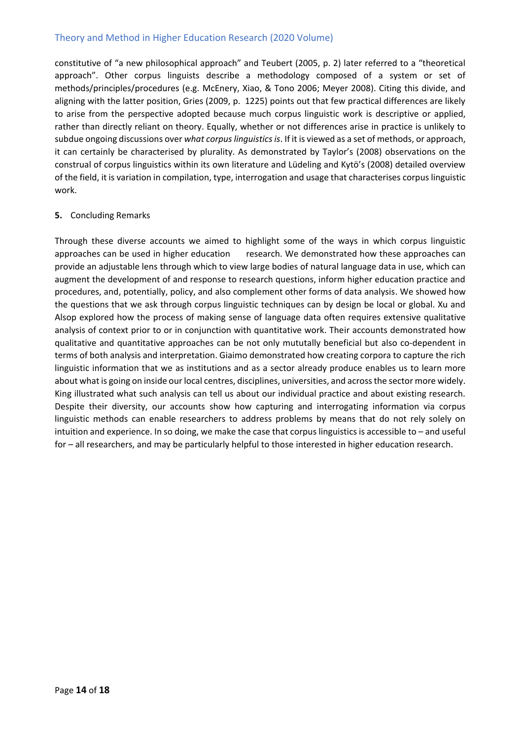constitutive of "a new philosophical approach" and Teubert (2005, p. 2) later referred to a "theoretical approach". Other corpus linguists describe a methodology composed of a system or set of methods/principles/procedures (e.g. McEnery, Xiao, & Tono 2006; Meyer 2008). Citing this divide, and aligning with the latter position, Gries (2009, p. 1225) points out that few practical differences are likely to arise from the perspective adopted because much corpus linguistic work is descriptive or applied, rather than directly reliant on theory. Equally, whether or not differences arise in practice is unlikely to subdue ongoing discussions over *what corpus linguistics is*. If it is viewed as a set of methods, or approach, it can certainly be characterised by plurality. As demonstrated by Taylor's (2008) observations on the construal of corpus linguistics within its own literature and Lüdeling and Kytö's (2008) detailed overview of the field, it is variation in compilation, type, interrogation and usage that characterises corpus linguistic work.

## 5. Concluding Remarks

Through these diverse accounts we aimed to highlight some of the ways in which corpus linguistic approaches can be used in higher education research. We demonstrated how these approaches can provide an adjustable lens through which to view large bodies of natural language data in use, which can augment the development of and response to research questions, inform higher education practice and procedures, and, potentially, policy, and also complement other forms of data analysis. We showed how the questions that we ask through corpus linguistic techniques can by design be local or global. Xu and Alsop explored how the process of making sense of language data often requires extensive qualitative analysis of context prior to or in conjunction with quantitative work. Their accounts demonstrated how qualitative and quantitative approaches can be not only mututally beneficial but also co-dependent in terms of both analysis and interpretation. Giaimo demonstrated how creating corpora to capture the rich linguistic information that we as institutions and as a sector already produce enables us to learn more about what is going on inside our local centres, disciplines, universities, and across the sector more widely. King illustrated what such analysis can tell us about our individual practice and about existing research. Despite their diversity, our accounts show how capturing and interrogating information via corpus linguistic methods can enable researchers to address problems by means that do not rely solely on intuition and experience. In so doing, we make the case that corpus linguistics is accessible to – and useful for – all researchers, and may be particularly helpful to those interested in higher education research.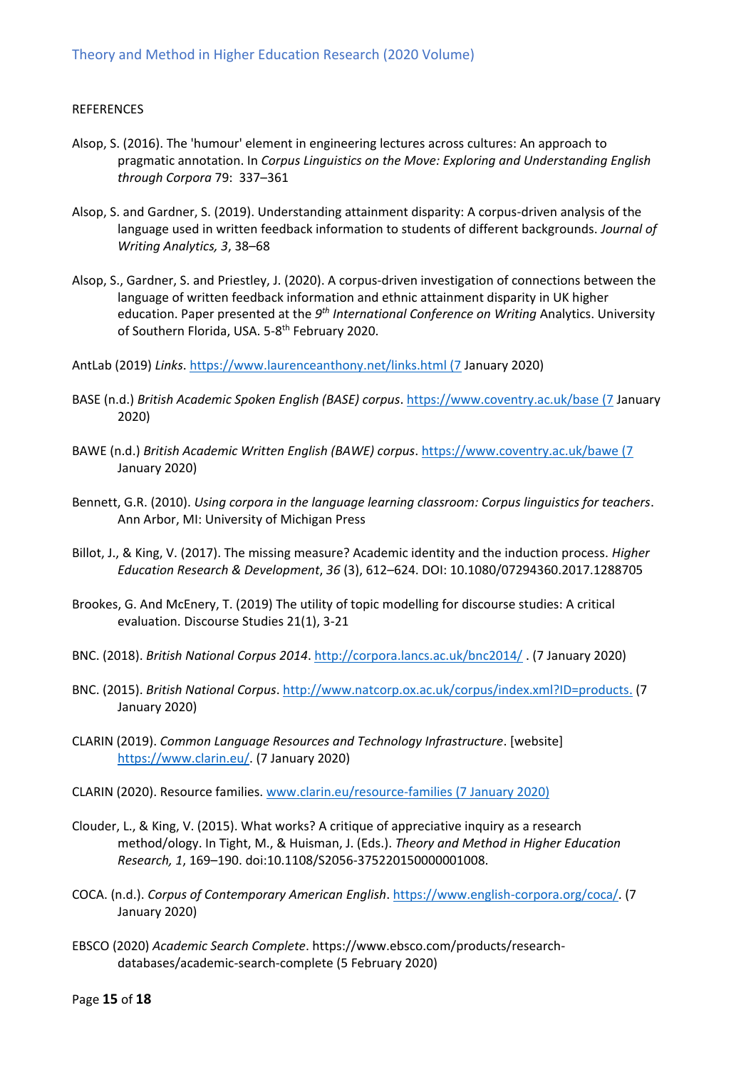REFERENCES

Alsop, S. (2016). The 'humour' element in engineering lectures across cultures: An approach to pragmatic annotation. In *Corpus Linguistics on the Move: Exploring and Understanding English through Corpora* 79: 337–361

Alsop, S. and Gardner, S. (2019). Understanding attainment disparity: A corpus-driven analysis of the language used in written feedback information to students of different backgrounds. *Journal of Writing Analytics, 3*, 38–68

Alsop, S., Gardner, S. and Priestley, J. (2020). A corpus-driven investigation of connections between the language of written feedback information and ethnic attainment disparity in UK higher education. Paper presented at the *9th International Conference on Writing* Analytics. University of Southern Florida, USA. 5-8th February 2020.

AntLab (2019) *Links*. https://www.laurenceanthony.net/links.html (7 January 2020)

BASE (n.d.) *British Academic Spoken English (BASE) corpus*. https://www.coventry.ac.uk/base (7 January 2020)

BAWE (n.d.) *British Academic Written English (BAWE) corpus*. https://www.coventry.ac.uk/bawe (7 January 2020)

Bennett, G.R. (2010). *Using corpora in the language learning classroom: Corpus linguistics for teachers*. Ann Arbor, MI: University of Michigan Press

Billot, J., & King, V. (2017). The missing measure? Academic identity and the induction process. *Higher Education Research & Development*, *36* (3), 612–624. DOI: 10.1080/07294360.2017.1288705

Brookes, G. And McEnery, T. (2019) The utility of topic modelling for discourse studies: A critical evaluation. Discourse Studies 21(1), 3-21

BNC. (2018). *British National Corpus 2014*. http://corpora.lancs.ac.uk/bnc2014/ . (7 January 2020)

BNC. (2015). *British National Corpus*. http://www.natcorp.ox.ac.uk/corpus/index.xml?ID=products. (7 January 2020)

CLARIN (2019). *Common Language Resources and Technology Infrastructure*. [website] https://www.clarin.eu/. (7 January 2020)

CLARIN (2020). Resource families. www.clarin.eu/resource-families (7 January 2020)

Clouder, L., & King, V. (2015). What works? A critique of appreciative inquiry as a research method/ology. In Tight, M., & Huisman, J. (Eds.). *Theory and Method in Higher Education Research, 1*, 169–190. doi:10.1108/S2056-375220150000001008.

COCA. (n.d.). *Corpus of Contemporary American English*. https://www.english-corpora.org/coca/. (7 January 2020)

EBSCO (2020) *Academic Search Complete*. https://www.ebsco.com/products/research-databases/academic-search-complete (5 February 2020)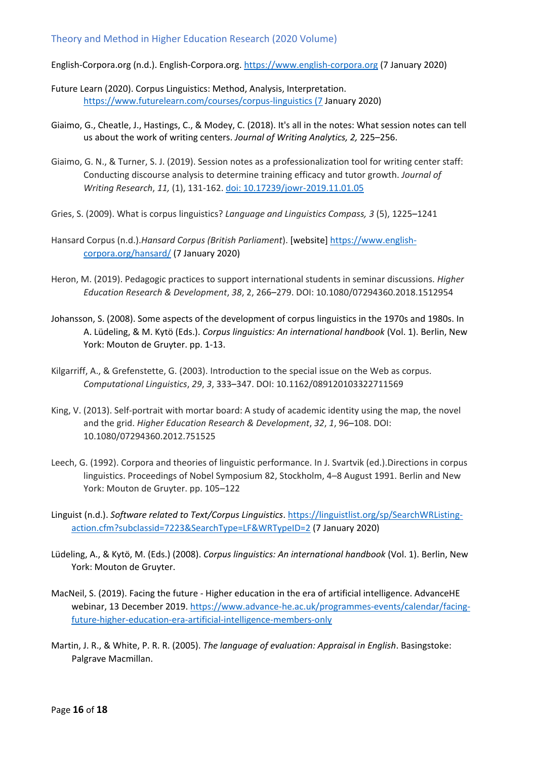English-Corpora.org (n.d.). English-Corpora.org. https://www.english-corpora.org (7 January 2020)

Future Learn (2020). Corpus Linguistics: Method, Analysis, Interpretation. https://www.futurelearn.com/courses/corpus-linguistics (7 January 2020)

Giaimo, G., Cheatle, J., Hastings, C., & Modey, C. (2018). It's all in the notes: What session notes can tell us about the work of writing centers. *Journal of Writing Analytics, 2,* 225–256.

Giaimo, G. N., & Turner, S. J. (2019). Session notes as a professionalization tool for writing center staff: Conducting discourse analysis to determine training efficacy and tutor growth. *Journal of Writing Research*, *11,* (1), 131-162. doi: 10.17239/jowr-2019.11.01.05

Gries, S. (2009). What is corpus linguistics? *Language and Linguistics Compass, 3* (5), 1225–1241

Hansard Corpus (n.d.).*Hansard Corpus (British Parliament*). [website] https://www.english-corpora.org/hansard/ (7 January 2020)

Heron, M. (2019). Pedagogic practices to support international students in seminar discussions. *Higher Education Research & Development*, *38*, 2, 266–279. DOI: 10.1080/07294360.2018.1512954

Johansson, S. (2008). Some aspects of the development of corpus linguistics in the 1970s and 1980s. In A. Lüdeling, & M. Kytö (Eds.). *Corpus linguistics: An international handbook* (Vol. 1). Berlin, New York: Mouton de Gruyter. pp. 1-13.

Kilgarriff, A., & Grefenstette, G. (2003). Introduction to the special issue on the Web as corpus. *Computational Linguistics*, *29*, *3*, 333–347. DOI: 10.1162/089120103322711569

King, V. (2013). Self-portrait with mortar board: A study of academic identity using the map, the novel and the grid. *Higher Education Research & Development*, *32*, *1*, 96–108. DOI: 10.1080/07294360.2012.751525

Leech, G. (1992). Corpora and theories of linguistic performance. In J. Svartvik (ed.).Directions in corpus linguistics. Proceedings of Nobel Symposium 82, Stockholm, 4–8 August 1991. Berlin and New York: Mouton de Gruyter. pp. 105–122

Linguist (n.d.). *Software related to Text/Corpus Linguistics*. https://linguistlist.org/sp/SearchWRListing-action.cfm?subclassid=7223&SearchType=LF&WRTypeID=2 (7 January 2020)

Lüdeling, A., & Kytö, M. (Eds.) (2008). *Corpus linguistics: An international handbook* (Vol. 1). Berlin, New York: Mouton de Gruyter.

MacNeil, S. (2019). Facing the future - Higher education in the era of artificial intelligence. AdvanceHE webinar, 13 December 2019. https://www.advance-he.ac.uk/programmes-events/calendar/facing-future-higher-education-era-artificial-intelligence-members-only

Martin, J. R., & White, P. R. R. (2005). *The language of evaluation: Appraisal in English*. Basingstoke: Palgrave Macmillan.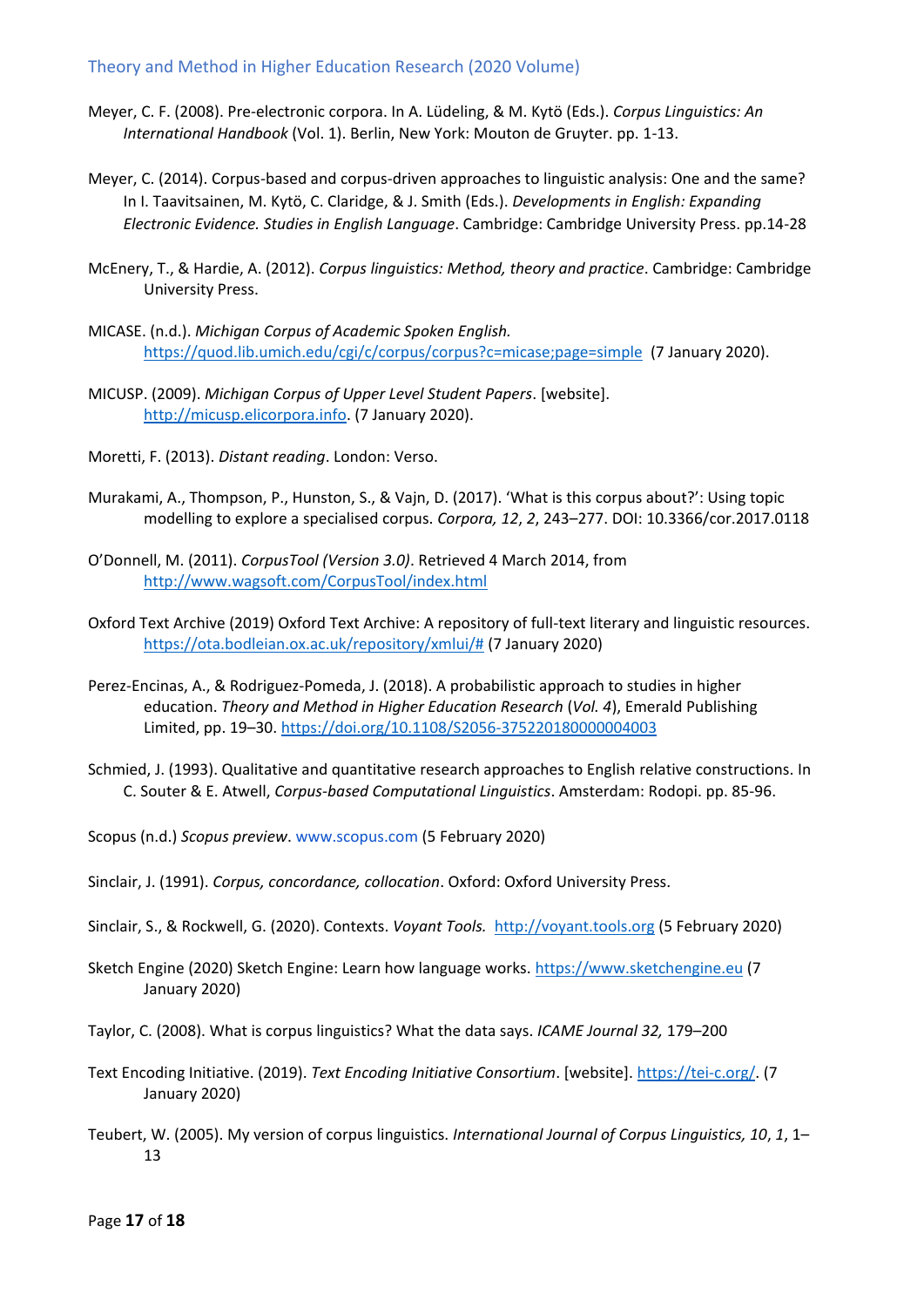Meyer, C. F. (2008). Pre-electronic corpora. In A. Lüdeling, & M. Kytö (Eds.). *Corpus Linguistics: An International Handbook* (Vol. 1). Berlin, New York: Mouton de Gruyter. pp. 1-13.

Meyer, C. (2014). Corpus-based and corpus-driven approaches to linguistic analysis: One and the same? In I. Taavitsainen, M. Kytö, C. Claridge, & J. Smith (Eds.). *Developments in English: Expanding Electronic Evidence. Studies in English Language*. Cambridge: Cambridge University Press. pp.14-28

McEnery, T., & Hardie, A. (2012). *Corpus linguistics: Method, theory and practice*. Cambridge: Cambridge University Press.

MICASE. (n.d.). *Michigan Corpus of Academic Spoken English.* https://quod.lib.umich.edu/cgi/c/corpus/corpus?c=micase;page=simple (7 January 2020).

MICUSP. (2009). *Michigan Corpus of Upper Level Student Papers*. [website]. http://micusp.elicorpora.info. (7 January 2020).

Moretti, F. (2013). *Distant reading*. London: Verso.

Murakami, A., Thompson, P., Hunston, S., & Vajn, D. (2017). 'What is this corpus about?': Using topic modelling to explore a specialised corpus. *Corpora, 12*, *2*, 243–277. DOI: 10.3366/cor.2017.0118

O'Donnell, M. (2011). *CorpusTool (Version 3.0)*. Retrieved 4 March 2014, from http://www.wagsoft.com/CorpusTool/index.html

Oxford Text Archive (2019) Oxford Text Archive: A repository of full-text literary and linguistic resources. https://ota.bodleian.ox.ac.uk/repository/xmlui/# (7 January 2020)

Perez-Encinas, A., & Rodriguez-Pomeda, J. (2018). A probabilistic approach to studies in higher education. *Theory and Method in Higher Education Research* (*Vol. 4*), Emerald Publishing Limited, pp. 19–30. https://doi.org/10.1108/S2056-375220180000004003

Schmied, J. (1993). Qualitative and quantitative research approaches to English relative constructions. In C. Souter & E. Atwell, *Corpus-based Computational Linguistics*. Amsterdam: Rodopi. pp. 85-96.

Scopus (n.d.) *Scopus preview*. www.scopus.com (5 February 2020)

Sinclair, J. (1991). *Corpus, concordance, collocation*. Oxford: Oxford University Press.

Sinclair, S., & Rockwell, G. (2020). Contexts. *Voyant Tools.* http://voyant.tools.org (5 February 2020)

Sketch Engine (2020) Sketch Engine: Learn how language works. https://www.sketchengine.eu (7 January 2020)

Taylor, C. (2008). What is corpus linguistics? What the data says. *ICAME Journal 32,* 179–200

Text Encoding Initiative. (2019). *Text Encoding Initiative Consortium*. [website]. https://tei-c.org/. (7 January 2020)

Teubert, W. (2005). My version of corpus linguistics. *International Journal of Corpus Linguistics, 10*, *1*, 1–13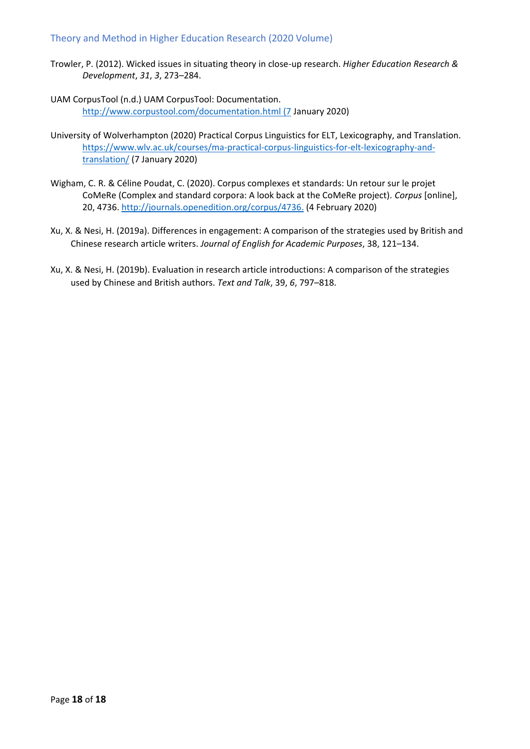Trowler, P. (2012). Wicked issues in situating theory in close-up research. *Higher Education Research & Development*, *31*, *3*, 273–284.

UAM CorpusTool (n.d.) UAM CorpusTool: Documentation. http://www.corpustool.com/documentation.html (7 January 2020)

University of Wolverhampton (2020) Practical Corpus Linguistics for ELT, Lexicography, and Translation. https://www.wlv.ac.uk/courses/ma-practical-corpus-linguistics-for-elt-lexicography-and-translation/ (7 January 2020)

Wigham, C. R. & Céline Poudat, C. (2020). Corpus complexes et standards: Un retour sur le projet CoMeRe (Complex and standard corpora: A look back at the CoMeRe project). *Corpus* [online], 20, 4736. http://journals.openedition.org/corpus/4736. (4 February 2020)

Xu, X. & Nesi, H. (2019a). Differences in engagement: A comparison of the strategies used by British and Chinese research article writers. *Journal of English for Academic Purposes*, 38, 121–134.

Xu, X. & Nesi, H. (2019b). Evaluation in research article introductions: A comparison of the strategies used by Chinese and British authors. *Text and Talk*, 39, *6*, 797–818.